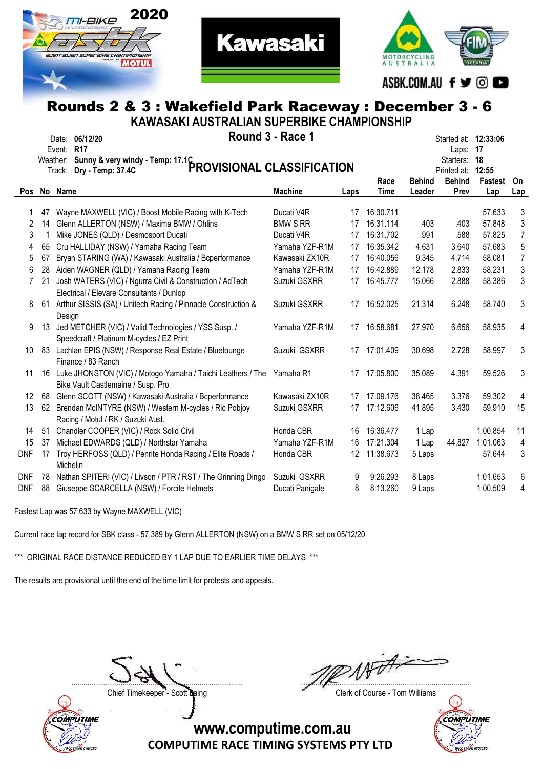2020 mi-BIKE ASBK Australian Superbike Championship

Kawasaki

MOTORCYCLING AUSTRALIA | FIM OCEANIA

ASBK.COM.AU

# Rounds 2 & 3 : Wakefield Park Raceway : December 3 - 6

## KAWASAKI AUSTRALIAN SUPERBIKE CHAMPIONSHIP

### Round 3 - Race 1

### PROVISIONAL CLASSIFICATION

Date: **06/12/20**
Event: **R17**
Weather: **Sunny & very windy - Temp: 17.1C**
Track: **Dry - Temp: 37.4C**

Started at: **12:33:06**
Laps: **17**
Starters: **18**
Printed at: **12:55**

| Pos | No | Name | Machine | Laps | Race Time | Behind Leader | Behind Prev | Fastest Lap | On Lap |
|---|---|---|---|---|---|---|---|---|---|
| 1 | 47 | Wayne MAXWELL (VIC) / Boost Mobile Racing with K-Tech | Ducati V4R | 17 | 16:30.711 | | | 57.633 | 3 |
| 2 | 14 | Glenn ALLERTON (NSW) / Maxima BMW / Ohlins | BMW S RR | 17 | 16:31.114 | .403 | .403 | 57.848 | 3 |
| 3 | 1 | Mike JONES (QLD) / Desmosport Ducati | Ducati V4R | 17 | 16:31.702 | .991 | .588 | 57.825 | 7 |
| 4 | 65 | Cru HALLIDAY (NSW) / Yamaha Racing Team | Yamaha YZF-R1M | 17 | 16:35.342 | 4.631 | 3.640 | 57.683 | 5 |
| 5 | 67 | Bryan STARING (WA) / Kawasaki Australia / Bcperformance | Kawasaki ZX10R | 17 | 16:40.056 | 9.345 | 4.714 | 58.081 | 7 |
| 6 | 28 | Aiden WAGNER (QLD) / Yamaha Racing Team | Yamaha YZF-R1M | 17 | 16:42.889 | 12.178 | 2.833 | 58.231 | 3 |
| 7 | 21 | Josh WATERS (VIC) / Ngurra Civil & Construction / AdTech Electrical / Elevare Consultants / Dunlop | Suzuki GSXRR | 17 | 16:45.777 | 15.066 | 2.888 | 58.386 | 3 |
| 8 | 61 | Arthur SISSIS (SA) / Unitech Racing / Pinnacle Construction & Design | Suzuki GSXRR | 17 | 16:52.025 | 21.314 | 6.248 | 58.740 | 3 |
| 9 | 13 | Jed METCHER (VIC) / Valid Technologies / YSS Susp. / Speedcraft / Platinum M-cycles / EZ Print | Yamaha YZF-R1M | 17 | 16:58.681 | 27.970 | 6.656 | 58.935 | 4 |
| 10 | 83 | Lachlan EPIS (NSW) / Response Real Estate / Bluetounge Finance / 83 Ranch | Suzuki GSXRR | 17 | 17:01.409 | 30.698 | 2.728 | 58.997 | 3 |
| 11 | 16 | Luke JHONSTON (VIC) / Motogo Yamaha / Taichi Leathers / The Bike Vault Castlemaine / Susp. Pro | Yamaha R1 | 17 | 17:05.800 | 35.089 | 4.391 | 59.526 | 3 |
| 12 | 68 | Glenn SCOTT (NSW) / Kawasaki Australia / Bcperformance | Kawasaki ZX10R | 17 | 17:09.176 | 38.465 | 3.376 | 59.302 | 4 |
| 13 | 62 | Brendan McINTYRE (NSW) / Western M-cycles / Ric Pobjoy Racing / Motul / RK / Suzuki Aust. | Suzuki GSXRR | 17 | 17:12.606 | 41.895 | 3.430 | 59.910 | 15 |
| 14 | 51 | Chandler COOPER (VIC) / Rock Solid Civil | Honda CBR | 16 | 16:36.477 | 1 Lap | | 1:00.854 | 11 |
| 15 | 37 | Michael EDWARDS (QLD) / Northstar Yamaha | Yamaha YZF-R1M | 16 | 17:21.304 | 1 Lap | 44.827 | 1:01.063 | 4 |
| DNF | 17 | Troy HERFOSS (QLD) / Penrite Honda Racing / Elite Roads / Michelin | Honda CBR | 12 | 11:38.673 | 5 Laps | | 57.644 | 3 |
| DNF | 78 | Nathan SPITERI (VIC) / Livson / PTR / RST / The Grinning Dingo | Suzuki GSXRR | 9 | 9:26.293 | 8 Laps | | 1:01.653 | 6 |
| DNF | 88 | Giuseppe SCARCELLA (NSW) / Forcite Helmets | Ducati Panigale | 8 | 8:13.260 | 9 Laps | | 1:00.509 | 4 |

Fastest Lap was 57.633 by Wayne MAXWELL (VIC)

Current race lap record for SBK class - 57.389 by Glenn ALLERTON (NSW) on a BMW S RR set on 05/12/20

*** ORIGINAL RACE DISTANCE REDUCED BY 1 LAP DUE TO EARLIER TIME DELAYS ***

The results are provisional until the end of the time limit for protests and appeals.

Chief Timekeeper - Scott Laing

Clerk of Course - Tom Williams

www.computime.com.au

COMPUTIME RACE TIMING SYSTEMS PTY LTD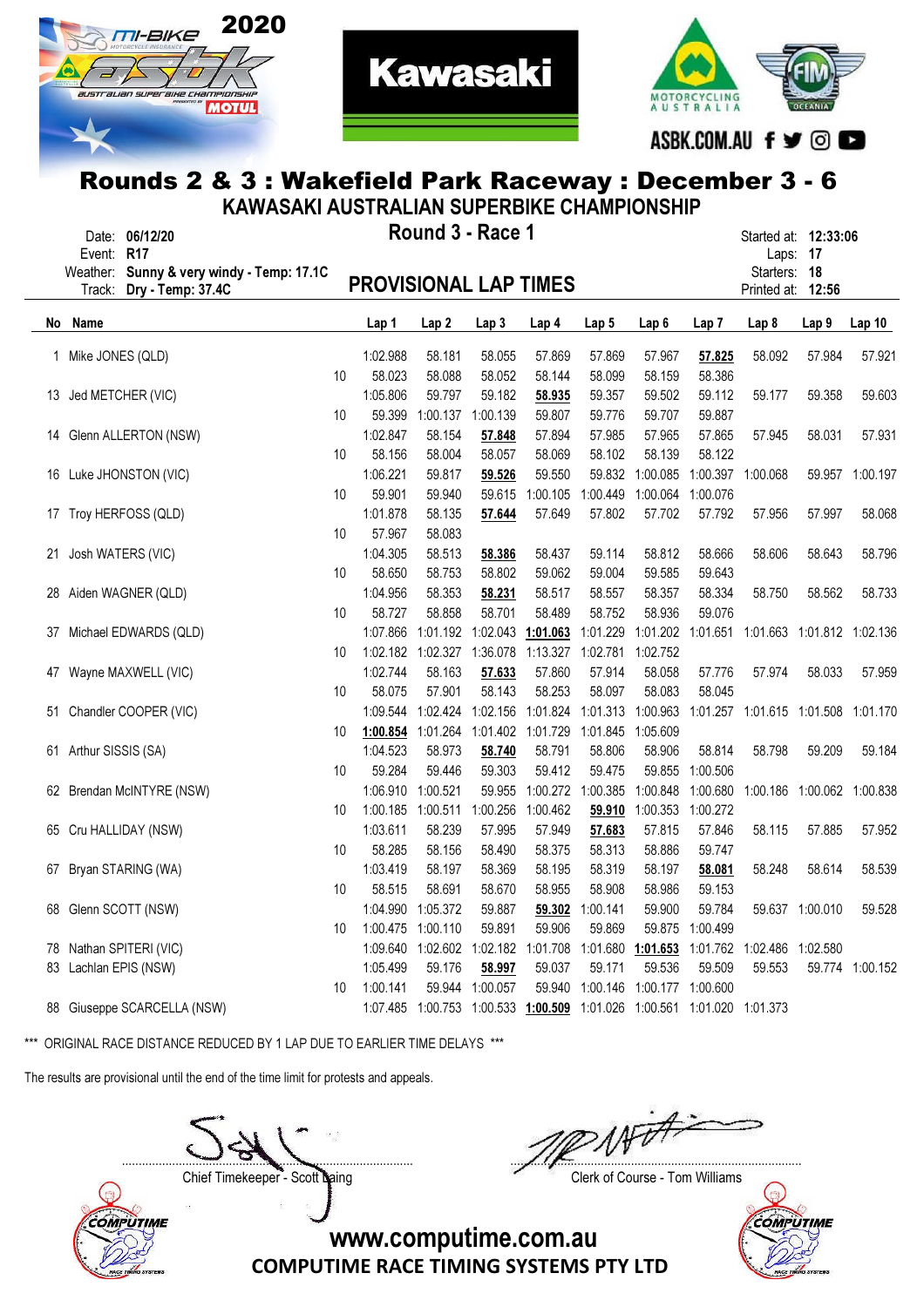# Rounds 2 & 3 : Wakefield Park Raceway : December 3 - 6

## KAWASAKI AUSTRALIAN SUPERBIKE CHAMPIONSHIP

Date: 06/12/20
Event: R17
Weather: Sunny & very windy - Temp: 17.1C
Track: Dry - Temp: 37.4C

**Round 3 - Race 1**

**PROVISIONAL LAP TIMES**

Started at: 12:33:06
Laps: 17
Starters: 18
Printed at: 12:56

| No | Name | | Lap 1 | Lap 2 | Lap 3 | Lap 4 | Lap 5 | Lap 6 | Lap 7 | Lap 8 | Lap 9 | Lap 10 |
|---|---|---|---|---|---|---|---|---|---|---|---|---|
| 1 | Mike JONES (QLD) | | 1:02.988 | 58.181 | 58.055 | 57.869 | 57.869 | 57.967 | **57.825** | 58.092 | 57.984 | 57.921 |
| | | 10 | 58.023 | 58.088 | 58.052 | 58.144 | 58.099 | 58.159 | 58.386 | | | |
| 13 | Jed METCHER (VIC) | | 1:05.806 | 59.797 | 59.182 | **58.935** | 59.357 | 59.502 | 59.112 | 59.177 | 59.358 | 59.603 |
| | | 10 | 59.399 | 1:00.137 | 1:00.139 | 59.807 | 59.776 | 59.707 | 59.887 | | | |
| 14 | Glenn ALLERTON (NSW) | | 1:02.847 | 58.154 | **57.848** | 57.894 | 57.985 | 57.965 | 57.865 | 57.945 | 58.031 | 57.931 |
| | | 10 | 58.156 | 58.004 | 58.057 | 58.069 | 58.102 | 58.139 | 58.122 | | | |
| 16 | Luke JHONSTON (VIC) | | 1:06.221 | 59.817 | **59.526** | 59.550 | 59.832 | 1:00.085 | 1:00.397 | 1:00.068 | 59.957 | 1:00.197 |
| | | 10 | 59.901 | 59.940 | 59.615 | 1:00.105 | 1:00.449 | 1:00.064 | 1:00.076 | | | |
| 17 | Troy HERFOSS (QLD) | | 1:01.878 | 58.135 | **57.644** | 57.649 | 57.802 | 57.702 | 57.792 | 57.956 | 57.997 | 58.068 |
| | | 10 | 57.967 | 58.083 | | | | | | | | |
| 21 | Josh WATERS (VIC) | | 1:04.305 | 58.513 | **58.386** | 58.437 | 59.114 | 58.812 | 58.666 | 58.606 | 58.643 | 58.796 |
| | | 10 | 58.650 | 58.753 | 58.802 | 59.062 | 59.004 | 59.585 | 59.643 | | | |
| 28 | Aiden WAGNER (QLD) | | 1:04.956 | 58.353 | **58.231** | 58.517 | 58.557 | 58.357 | 58.334 | 58.750 | 58.562 | 58.733 |
| | | 10 | 58.727 | 58.858 | 58.701 | 58.489 | 58.752 | 58.936 | 59.076 | | | |
| 37 | Michael EDWARDS (QLD) | | 1:07.866 | 1:01.192 | 1:02.043 | **1:01.063** | 1:01.229 | 1:01.202 | 1:01.651 | 1:01.663 | 1:01.812 | 1:02.136 |
| | | 10 | 1:02.182 | 1:02.327 | 1:36.078 | 1:13.327 | 1:02.781 | 1:02.752 | | | | |
| 47 | Wayne MAXWELL (VIC) | | 1:02.744 | 58.163 | **57.633** | 57.860 | 57.914 | 58.058 | 57.776 | 57.974 | 58.033 | 57.959 |
| | | 10 | 58.075 | 57.901 | 58.143 | 58.253 | 58.097 | 58.083 | 58.045 | | | |
| 51 | Chandler COOPER (VIC) | | 1:09.544 | 1:02.424 | 1:02.156 | 1:01.824 | 1:01.313 | 1:00.963 | 1:01.257 | 1:01.615 | 1:01.508 | 1:01.170 |
| | | 10 | **1:00.854** | 1:01.264 | 1:01.402 | 1:01.729 | 1:01.845 | 1:05.609 | | | | |
| 61 | Arthur SISSIS (SA) | | 1:04.523 | 58.973 | **58.740** | 58.791 | 58.806 | 58.906 | 58.814 | 58.798 | 59.209 | 59.184 |
| | | 10 | 59.284 | 59.446 | 59.303 | 59.412 | 59.475 | 59.855 | 1:00.506 | | | |
| 62 | Brendan McINTYRE (NSW) | | 1:06.910 | 1:00.521 | 59.955 | 1:00.272 | 1:00.385 | 1:00.848 | 1:00.680 | 1:00.186 | 1:00.062 | 1:00.838 |
| | | 10 | 1:00.185 | 1:00.511 | 1:00.256 | 1:00.462 | **59.910** | 1:00.353 | 1:00.272 | | | |
| 65 | Cru HALLIDAY (NSW) | | 1:03.611 | 58.239 | 57.995 | 57.949 | **57.683** | 57.815 | 57.846 | 58.115 | 57.885 | 57.952 |
| | | 10 | 58.285 | 58.156 | 58.490 | 58.375 | 58.313 | 58.886 | 59.747 | | | |
| 67 | Bryan STARING (WA) | | 1:03.419 | 58.197 | 58.369 | 58.195 | 58.319 | 58.197 | **58.081** | 58.248 | 58.614 | 58.539 |
| | | 10 | 58.515 | 58.691 | 58.670 | 58.955 | 58.908 | 58.986 | 59.153 | | | |
| 68 | Glenn SCOTT (NSW) | | 1:04.990 | 1:05.372 | 59.887 | **59.302** | 1:00.141 | 59.900 | 59.784 | 59.637 | 1:00.010 | 59.528 |
| | | 10 | 1:00.475 | 1:00.110 | 59.891 | 59.906 | 59.869 | 59.875 | 1:00.499 | | | |
| 78 | Nathan SPITERI (VIC) | | 1:09.640 | 1:02.602 | 1:02.182 | 1:01.708 | 1:01.680 | **1:01.653** | 1:01.762 | 1:02.486 | 1:02.580 | |
| 83 | Lachlan EPIS (NSW) | | 1:05.499 | 59.176 | **58.997** | 59.037 | 59.171 | 59.536 | 59.509 | 59.553 | 59.774 | 1:00.152 |
| | | 10 | 1:00.141 | 59.944 | 1:00.057 | 59.940 | 1:00.146 | 1:00.177 | 1:00.600 | | | |
| 88 | Giuseppe SCARCELLA (NSW) | | 1:07.485 | 1:00.753 | 1:00.533 | **1:00.509** | 1:01.026 | 1:00.561 | 1:01.020 | 1:01.373 | | |

*** ORIGINAL RACE DISTANCE REDUCED BY 1 LAP DUE TO EARLIER TIME DELAYS ***

The results are provisional until the end of the time limit for protests and appeals.

Chief Timekeeper - Scott Laing

Clerk of Course - Tom Williams

www.computime.com.au
COMPUTIME RACE TIMING SYSTEMS PTY LTD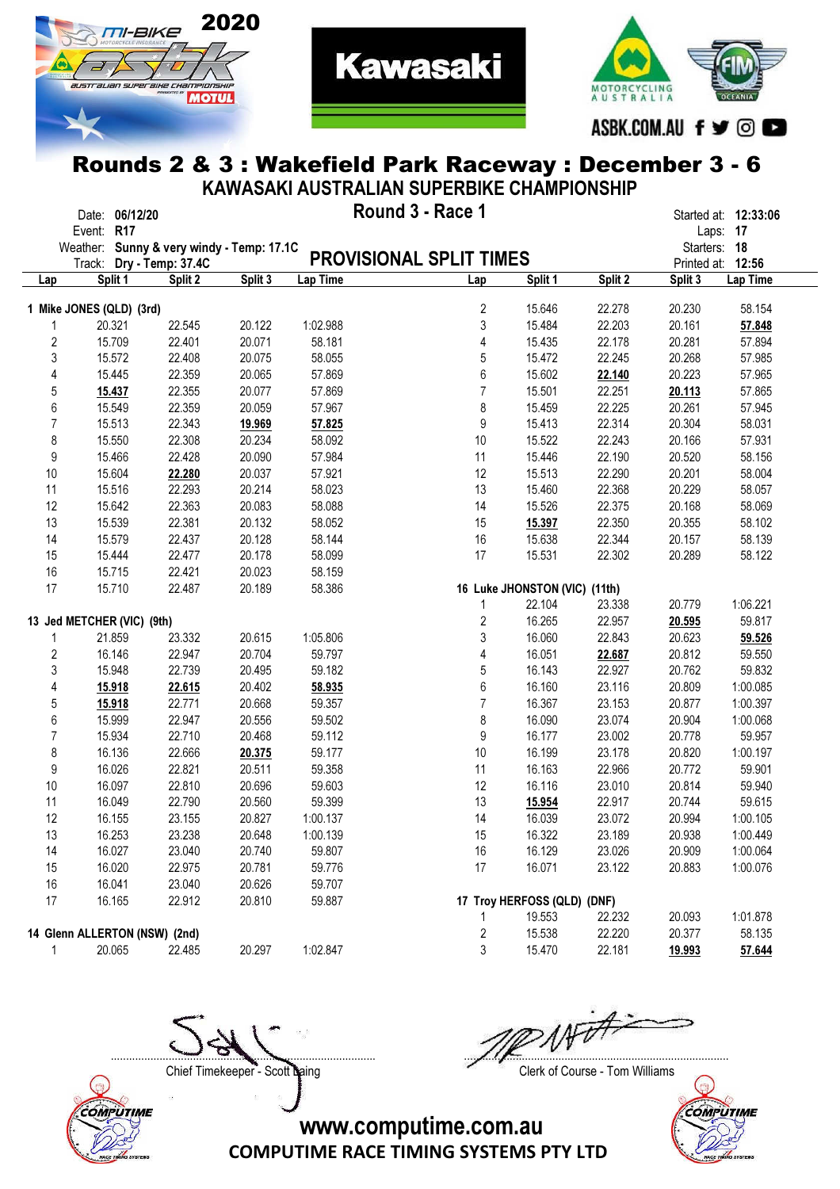# Rounds 2 & 3 : Wakefield Park Raceway : December 3 - 6

## KAWASAKI AUSTRALIAN SUPERBIKE CHAMPIONSHIP

### Round 3 - Race 1

Date: **06/12/20**
Event: **R17**
Weather: **Sunny & very windy - Temp: 17.1C**
Track: **Dry - Temp: 37.4C**

Started at: **12:33:06**
Laps: **17**
Starters: **18**
Printed at: **12:56**

## PROVISIONAL SPLIT TIMES

**1 Mike JONES (QLD) (3rd)**

| Lap | Split 1 | Split 2 | Split 3 | Lap Time |
|---|---|---|---|---|
| 1 | 20.321 | 22.545 | 20.122 | 1:02.988 |
| 2 | 15.709 | 22.401 | 20.071 | 58.181 |
| 3 | 15.572 | 22.408 | 20.075 | 58.055 |
| 4 | 15.445 | 22.359 | 20.065 | 57.869 |
| 5 | **15.437** | 22.355 | 20.077 | 57.869 |
| 6 | 15.549 | 22.359 | 20.059 | 57.967 |
| 7 | 15.513 | 22.343 | **19.969** | **57.825** |
| 8 | 15.550 | 22.308 | 20.234 | 58.092 |
| 9 | 15.466 | 22.428 | 20.090 | 57.984 |
| 10 | 15.604 | **22.280** | 20.037 | 57.921 |
| 11 | 15.516 | 22.293 | 20.214 | 58.023 |
| 12 | 15.642 | 22.363 | 20.083 | 58.088 |
| 13 | 15.539 | 22.381 | 20.132 | 58.052 |
| 14 | 15.579 | 22.437 | 20.128 | 58.144 |
| 15 | 15.444 | 22.477 | 20.178 | 58.099 |
| 16 | 15.715 | 22.421 | 20.023 | 58.159 |
| 17 | 15.710 | 22.487 | 20.189 | 58.386 |

**13 Jed METCHER (VIC) (9th)**

| Lap | Split 1 | Split 2 | Split 3 | Lap Time |
|---|---|---|---|---|
| 1 | 21.859 | 23.332 | 20.615 | 1:05.806 |
| 2 | 16.146 | 22.947 | 20.704 | 59.797 |
| 3 | 15.948 | 22.739 | 20.495 | 59.182 |
| 4 | **15.918** | **22.615** | 20.402 | **58.935** |
| 5 | **15.918** | 22.771 | 20.668 | 59.357 |
| 6 | 15.999 | 22.947 | 20.556 | 59.502 |
| 7 | 15.934 | 22.710 | 20.468 | 59.112 |
| 8 | 16.136 | 22.666 | **20.375** | 59.177 |
| 9 | 16.026 | 22.821 | 20.511 | 59.358 |
| 10 | 16.097 | 22.810 | 20.696 | 59.603 |
| 11 | 16.049 | 22.790 | 20.560 | 59.399 |
| 12 | 16.155 | 23.155 | 20.827 | 1:00.137 |
| 13 | 16.253 | 23.238 | 20.648 | 1:00.139 |
| 14 | 16.027 | 23.040 | 20.740 | 59.807 |
| 15 | 16.020 | 22.975 | 20.781 | 59.776 |
| 16 | 16.041 | 23.040 | 20.626 | 59.707 |
| 17 | 16.165 | 22.912 | 20.810 | 59.887 |

**14 Glenn ALLERTON (NSW) (2nd)**

| Lap | Split 1 | Split 2 | Split 3 | Lap Time |
|---|---|---|---|---|
| 1 | 20.065 | 22.485 | 20.297 | 1:02.847 |
| 2 | 15.646 | 22.278 | 20.230 | 58.154 |
| 3 | 15.484 | 22.203 | 20.161 | **57.848** |
| 4 | 15.435 | 22.178 | 20.281 | 57.894 |
| 5 | 15.472 | 22.245 | 20.268 | 57.985 |
| 6 | 15.602 | **22.140** | 20.223 | 57.965 |
| 7 | 15.501 | 22.251 | **20.113** | 57.865 |
| 8 | 15.459 | 22.225 | 20.261 | 57.945 |
| 9 | 15.413 | 22.314 | 20.304 | 58.031 |
| 10 | 15.522 | 22.243 | 20.166 | 57.931 |
| 11 | 15.446 | 22.190 | 20.520 | 58.156 |
| 12 | 15.513 | 22.290 | 20.201 | 58.004 |
| 13 | 15.460 | 22.368 | 20.229 | 58.057 |
| 14 | 15.526 | 22.375 | 20.168 | 58.069 |
| 15 | **15.397** | 22.350 | 20.355 | 58.102 |
| 16 | 15.638 | 22.344 | 20.157 | 58.139 |
| 17 | 15.531 | 22.302 | 20.289 | 58.122 |

**16 Luke JHONSTON (VIC) (11th)**

| Lap | Split 1 | Split 2 | Split 3 | Lap Time |
|---|---|---|---|---|
| 1 | 22.104 | 23.338 | 20.779 | 1:06.221 |
| 2 | 16.265 | 22.957 | **20.595** | 59.817 |
| 3 | 16.060 | 22.843 | 20.623 | **59.526** |
| 4 | 16.051 | **22.687** | 20.812 | 59.550 |
| 5 | 16.143 | 22.927 | 20.762 | 59.832 |
| 6 | 16.160 | 23.116 | 20.809 | 1:00.085 |
| 7 | 16.367 | 23.153 | 20.877 | 1:00.397 |
| 8 | 16.090 | 23.074 | 20.904 | 1:00.068 |
| 9 | 16.177 | 23.002 | 20.778 | 59.957 |
| 10 | 16.199 | 23.178 | 20.820 | 1:00.197 |
| 11 | 16.163 | 22.966 | 20.772 | 59.901 |
| 12 | 16.116 | 23.010 | 20.814 | 59.940 |
| 13 | **15.954** | 22.917 | 20.744 | 59.615 |
| 14 | 16.039 | 23.072 | 20.994 | 1:00.105 |
| 15 | 16.322 | 23.189 | 20.938 | 1:00.449 |
| 16 | 16.129 | 23.026 | 20.909 | 1:00.064 |
| 17 | 16.071 | 23.122 | 20.883 | 1:00.076 |

**17 Troy HERFOSS (QLD) (DNF)**

| Lap | Split 1 | Split 2 | Split 3 | Lap Time |
|---|---|---|---|---|
| 1 | 19.553 | 22.232 | 20.093 | 1:01.878 |
| 2 | 15.538 | 22.220 | 20.377 | 58.135 |
| 3 | 15.470 | 22.181 | **19.993** | **57.644** |

Chief Timekeeper - Scott Laing

Clerk of Course - Tom Williams

www.computime.com.au
COMPUTIME RACE TIMING SYSTEMS PTY LTD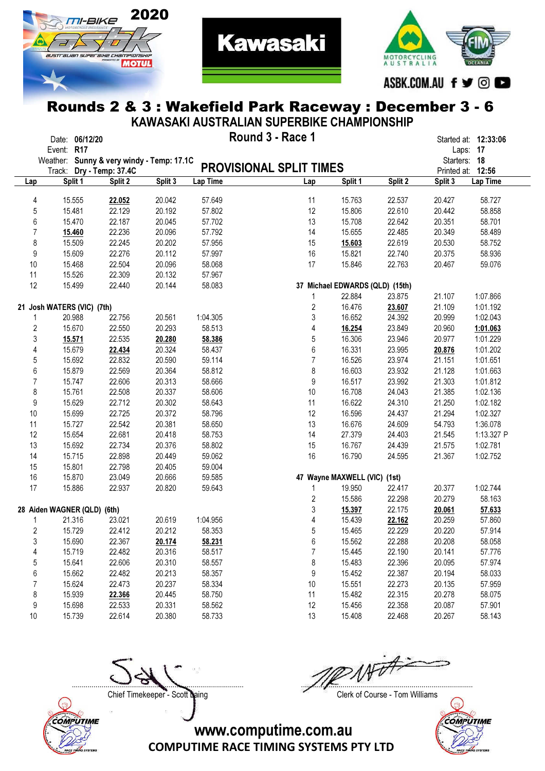# Rounds 2 & 3 : Wakefield Park Raceway : December 3 - 6

## KAWASAKI AUSTRALIAN SUPERBIKE CHAMPIONSHIP

Date: **06/12/20**
Event: **R17**
Weather: **Sunny & very windy - Temp: 17.1C**
Track: **Dry - Temp: 37.4C**

**Round 3 - Race 1**

**PROVISIONAL SPLIT TIMES**

Started at: **12:33:06**
Laps: **17**
Starters: **18**
Printed at: **12:56**

| Lap | Split 1 | Split 2 | Split 3 | Lap Time |
|---|---|---|---|---|
| 4 | 15.555 | **22.052** | 20.042 | 57.649 |
| 5 | 15.481 | 22.129 | 20.192 | 57.802 |
| 6 | 15.470 | 22.187 | 20.045 | 57.702 |
| 7 | **15.460** | 22.236 | 20.096 | 57.792 |
| 8 | 15.509 | 22.245 | 20.202 | 57.956 |
| 9 | 15.609 | 22.276 | 20.112 | 57.997 |
| 10 | 15.468 | 22.504 | 20.096 | 58.068 |
| 11 | 15.526 | 22.309 | 20.132 | 57.967 |
| 12 | 15.499 | 22.440 | 20.144 | 58.083 |

**21 Josh WATERS (VIC) (7th)**

| Lap | Split 1 | Split 2 | Split 3 | Lap Time |
|---|---|---|---|---|
| 1 | 20.988 | 22.756 | 20.561 | 1:04.305 |
| 2 | 15.670 | 22.550 | 20.293 | 58.513 |
| 3 | **15.571** | 22.535 | **20.280** | **58.386** |
| 4 | 15.679 | **22.434** | 20.324 | 58.437 |
| 5 | 15.692 | 22.832 | 20.590 | 59.114 |
| 6 | 15.879 | 22.569 | 20.364 | 58.812 |
| 7 | 15.747 | 22.606 | 20.313 | 58.666 |
| 8 | 15.761 | 22.508 | 20.337 | 58.606 |
| 9 | 15.629 | 22.712 | 20.302 | 58.643 |
| 10 | 15.699 | 22.725 | 20.372 | 58.796 |
| 11 | 15.727 | 22.542 | 20.381 | 58.650 |
| 12 | 15.654 | 22.681 | 20.418 | 58.753 |
| 13 | 15.692 | 22.734 | 20.376 | 58.802 |
| 14 | 15.715 | 22.898 | 20.449 | 59.062 |
| 15 | 15.801 | 22.798 | 20.405 | 59.004 |
| 16 | 15.870 | 23.049 | 20.666 | 59.585 |
| 17 | 15.886 | 22.937 | 20.820 | 59.643 |

**28 Aiden WAGNER (QLD) (6th)**

| Lap | Split 1 | Split 2 | Split 3 | Lap Time |
|---|---|---|---|---|
| 1 | 21.316 | 23.021 | 20.619 | 1:04.956 |
| 2 | 15.729 | 22.412 | 20.212 | 58.353 |
| 3 | 15.690 | 22.367 | **20.174** | **58.231** |
| 4 | 15.719 | 22.482 | 20.316 | 58.517 |
| 5 | 15.641 | 22.606 | 20.310 | 58.557 |
| 6 | 15.662 | 22.482 | 20.213 | 58.357 |
| 7 | 15.624 | 22.473 | 20.237 | 58.334 |
| 8 | 15.939 | **22.366** | 20.445 | 58.750 |
| 9 | 15.698 | 22.533 | 20.331 | 58.562 |
| 10 | 15.739 | 22.614 | 20.380 | 58.733 |
| 11 | 15.763 | 22.537 | 20.427 | 58.727 |
| 12 | 15.806 | 22.610 | 20.442 | 58.858 |
| 13 | 15.708 | 22.642 | 20.351 | 58.701 |
| 14 | 15.655 | 22.485 | 20.349 | 58.489 |
| 15 | **15.603** | 22.619 | 20.530 | 58.752 |
| 16 | 15.821 | 22.740 | 20.375 | 58.936 |
| 17 | 15.846 | 22.763 | 20.467 | 59.076 |

**37 Michael EDWARDS (QLD) (15th)**

| Lap | Split 1 | Split 2 | Split 3 | Lap Time |
|---|---|---|---|---|
| 1 | 22.884 | 23.875 | 21.107 | 1:07.866 |
| 2 | 16.476 | **23.607** | 21.109 | 1:01.192 |
| 3 | 16.652 | 24.392 | 20.999 | 1:02.043 |
| 4 | **16.254** | 23.849 | 20.960 | **1:01.063** |
| 5 | 16.306 | 23.946 | 20.977 | 1:01.229 |
| 6 | 16.331 | 23.995 | **20.876** | 1:01.202 |
| 7 | 16.526 | 23.974 | 21.151 | 1:01.651 |
| 8 | 16.603 | 23.932 | 21.128 | 1:01.663 |
| 9 | 16.517 | 23.992 | 21.303 | 1:01.812 |
| 10 | 16.708 | 24.043 | 21.385 | 1:02.136 |
| 11 | 16.622 | 24.310 | 21.250 | 1:02.182 |
| 12 | 16.596 | 24.437 | 21.294 | 1:02.327 |
| 13 | 16.676 | 24.609 | 54.793 | 1:36.078 |
| 14 | 27.379 | 24.403 | 21.545 | 1:13.327 P |
| 15 | 16.767 | 24.439 | 21.575 | 1:02.781 |
| 16 | 16.790 | 24.595 | 21.367 | 1:02.752 |

**47 Wayne MAXWELL (VIC) (1st)**

| Lap | Split 1 | Split 2 | Split 3 | Lap Time |
|---|---|---|---|---|
| 1 | 19.950 | 22.417 | 20.377 | 1:02.744 |
| 2 | 15.586 | 22.298 | 20.279 | 58.163 |
| 3 | **15.397** | 22.175 | **20.061** | **57.633** |
| 4 | 15.439 | **22.162** | 20.259 | 57.860 |
| 5 | 15.465 | 22.229 | 20.220 | 57.914 |
| 6 | 15.562 | 22.288 | 20.208 | 58.058 |
| 7 | 15.445 | 22.190 | 20.141 | 57.776 |
| 8 | 15.483 | 22.396 | 20.095 | 57.974 |
| 9 | 15.452 | 22.387 | 20.194 | 58.033 |
| 10 | 15.551 | 22.273 | 20.135 | 57.959 |
| 11 | 15.482 | 22.315 | 20.278 | 58.075 |
| 12 | 15.456 | 22.358 | 20.087 | 57.901 |
| 13 | 15.408 | 22.468 | 20.267 | 58.143 |

Chief Timekeeper - Scott Laing

Clerk of Course - Tom Williams

www.computime.com.au
COMPUTIME RACE TIMING SYSTEMS PTY LTD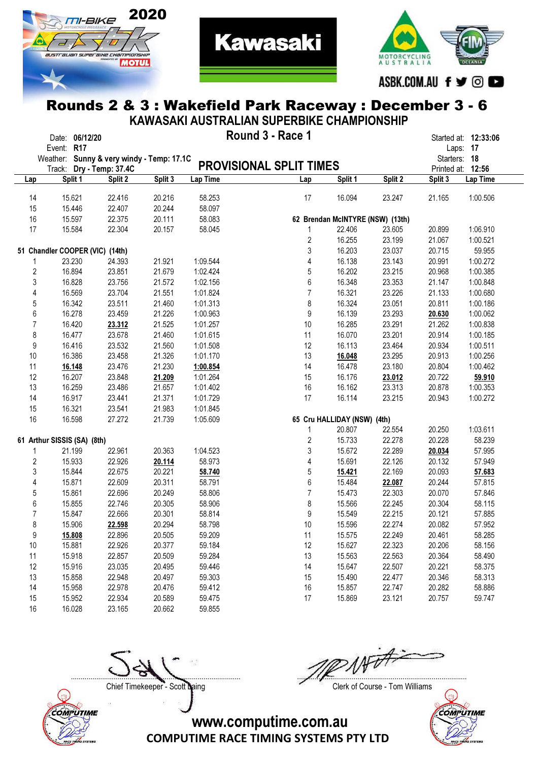# Rounds 2 & 3 : Wakefield Park Raceway : December 3 - 6

## KAWASAKI AUSTRALIAN SUPERBIKE CHAMPIONSHIP

### Round 3 - Race 1

Date: **06/12/20**
Event: **R17**
Weather: **Sunny & very windy - Temp: 17.1C**
Track: **Dry - Temp: 37.4C**

Started at: **12:33:06**
Laps: **17**
Starters: **18**
Printed at: **12:56**

## PROVISIONAL SPLIT TIMES

| Lap | Split 1 | Split 2 | Split 3 | Lap Time |
|---|---|---|---|---|
| 14 | 15.621 | 22.416 | 20.216 | 58.253 |
| 15 | 15.446 | 22.407 | 20.244 | 58.097 |
| 16 | 15.597 | 22.375 | 20.111 | 58.083 |
| 17 | 15.584 | 22.304 | 20.157 | 58.045 |

**51 Chandler COOPER (VIC) (14th)**

| Lap | Split 1 | Split 2 | Split 3 | Lap Time |
|---|---|---|---|---|
| 1 | 23.230 | 24.393 | 21.921 | 1:09.544 |
| 2 | 16.894 | 23.851 | 21.679 | 1:02.424 |
| 3 | 16.828 | 23.756 | 21.572 | 1:02.156 |
| 4 | 16.569 | 23.704 | 21.551 | 1:01.824 |
| 5 | 16.342 | 23.511 | 21.460 | 1:01.313 |
| 6 | 16.278 | 23.459 | 21.226 | 1:00.963 |
| 7 | 16.420 | **23.312** | 21.525 | 1:01.257 |
| 8 | 16.477 | 23.678 | 21.460 | 1:01.615 |
| 9 | 16.416 | 23.532 | 21.560 | 1:01.508 |
| 10 | 16.386 | 23.458 | 21.326 | 1:01.170 |
| 11 | **16.148** | 23.476 | 21.230 | **1:00.854** |
| 12 | 16.207 | 23.848 | **21.209** | 1:01.264 |
| 13 | 16.259 | 23.486 | 21.657 | 1:01.402 |
| 14 | 16.917 | 23.441 | 21.371 | 1:01.729 |
| 15 | 16.321 | 23.541 | 21.983 | 1:01.845 |
| 16 | 16.598 | 27.272 | 21.739 | 1:05.609 |

**61 Arthur SISSIS (SA) (8th)**

| Lap | Split 1 | Split 2 | Split 3 | Lap Time |
|---|---|---|---|---|
| 1 | 21.199 | 22.961 | 20.363 | 1:04.523 |
| 2 | 15.933 | 22.926 | **20.114** | 58.973 |
| 3 | 15.844 | 22.675 | 20.221 | **58.740** |
| 4 | 15.871 | 22.609 | 20.311 | 58.791 |
| 5 | 15.861 | 22.696 | 20.249 | 58.806 |
| 6 | 15.855 | 22.746 | 20.305 | 58.906 |
| 7 | 15.847 | 22.666 | 20.301 | 58.814 |
| 8 | 15.906 | **22.598** | 20.294 | 58.798 |
| 9 | **15.808** | 22.896 | 20.505 | 59.209 |
| 10 | 15.881 | 22.926 | 20.377 | 59.184 |
| 11 | 15.918 | 22.857 | 20.509 | 59.284 |
| 12 | 15.916 | 23.035 | 20.495 | 59.446 |
| 13 | 15.858 | 22.948 | 20.497 | 59.303 |
| 14 | 15.958 | 22.978 | 20.476 | 59.412 |
| 15 | 15.952 | 22.934 | 20.589 | 59.475 |
| 16 | 16.028 | 23.165 | 20.662 | 59.855 |

| Lap | Split 1 | Split 2 | Split 3 | Lap Time |
|---|---|---|---|---|
| 17 | 16.094 | 23.247 | 21.165 | 1:00.506 |

**62 Brendan McINTYRE (NSW) (13th)**

| Lap | Split 1 | Split 2 | Split 3 | Lap Time |
|---|---|---|---|---|
| 1 | 22.406 | 23.605 | 20.899 | 1:06.910 |
| 2 | 16.255 | 23.199 | 21.067 | 1:00.521 |
| 3 | 16.203 | 23.037 | 20.715 | 59.955 |
| 4 | 16.138 | 23.143 | 20.991 | 1:00.272 |
| 5 | 16.202 | 23.215 | 20.968 | 1:00.385 |
| 6 | 16.348 | 23.353 | 21.147 | 1:00.848 |
| 7 | 16.321 | 23.226 | 21.133 | 1:00.680 |
| 8 | 16.324 | 23.051 | 20.811 | 1:00.186 |
| 9 | 16.139 | 23.293 | **20.630** | 1:00.062 |
| 10 | 16.285 | 23.291 | 21.262 | 1:00.838 |
| 11 | 16.070 | 23.201 | 20.914 | 1:00.185 |
| 12 | 16.113 | 23.464 | 20.934 | 1:00.511 |
| 13 | **16.048** | 23.295 | 20.913 | 1:00.256 |
| 14 | 16.478 | 23.180 | 20.804 | 1:00.462 |
| 15 | 16.176 | **23.012** | 20.722 | **59.910** |
| 16 | 16.162 | 23.313 | 20.878 | 1:00.353 |
| 17 | 16.114 | 23.215 | 20.943 | 1:00.272 |

**65 Cru HALLIDAY (NSW) (4th)**

| Lap | Split 1 | Split 2 | Split 3 | Lap Time |
|---|---|---|---|---|
| 1 | 20.807 | 22.554 | 20.250 | 1:03.611 |
| 2 | 15.733 | 22.278 | 20.228 | 58.239 |
| 3 | 15.672 | 22.289 | **20.034** | 57.995 |
| 4 | 15.691 | 22.126 | 20.132 | 57.949 |
| 5 | **15.421** | 22.169 | 20.093 | **57.683** |
| 6 | 15.484 | **22.087** | 20.244 | 57.815 |
| 7 | 15.473 | 22.303 | 20.070 | 57.846 |
| 8 | 15.566 | 22.245 | 20.304 | 58.115 |
| 9 | 15.549 | 22.215 | 20.121 | 57.885 |
| 10 | 15.596 | 22.274 | 20.082 | 57.952 |
| 11 | 15.575 | 22.249 | 20.461 | 58.285 |
| 12 | 15.627 | 22.323 | 20.206 | 58.156 |
| 13 | 15.563 | 22.563 | 20.364 | 58.490 |
| 14 | 15.647 | 22.507 | 20.221 | 58.375 |
| 15 | 15.490 | 22.477 | 20.346 | 58.313 |
| 16 | 15.857 | 22.747 | 20.282 | 58.886 |
| 17 | 15.869 | 23.121 | 20.757 | 59.747 |

Chief Timekeeper - Scott Laing

Clerk of Course - Tom Williams

www.computime.com.au
COMPUTIME RACE TIMING SYSTEMS PTY LTD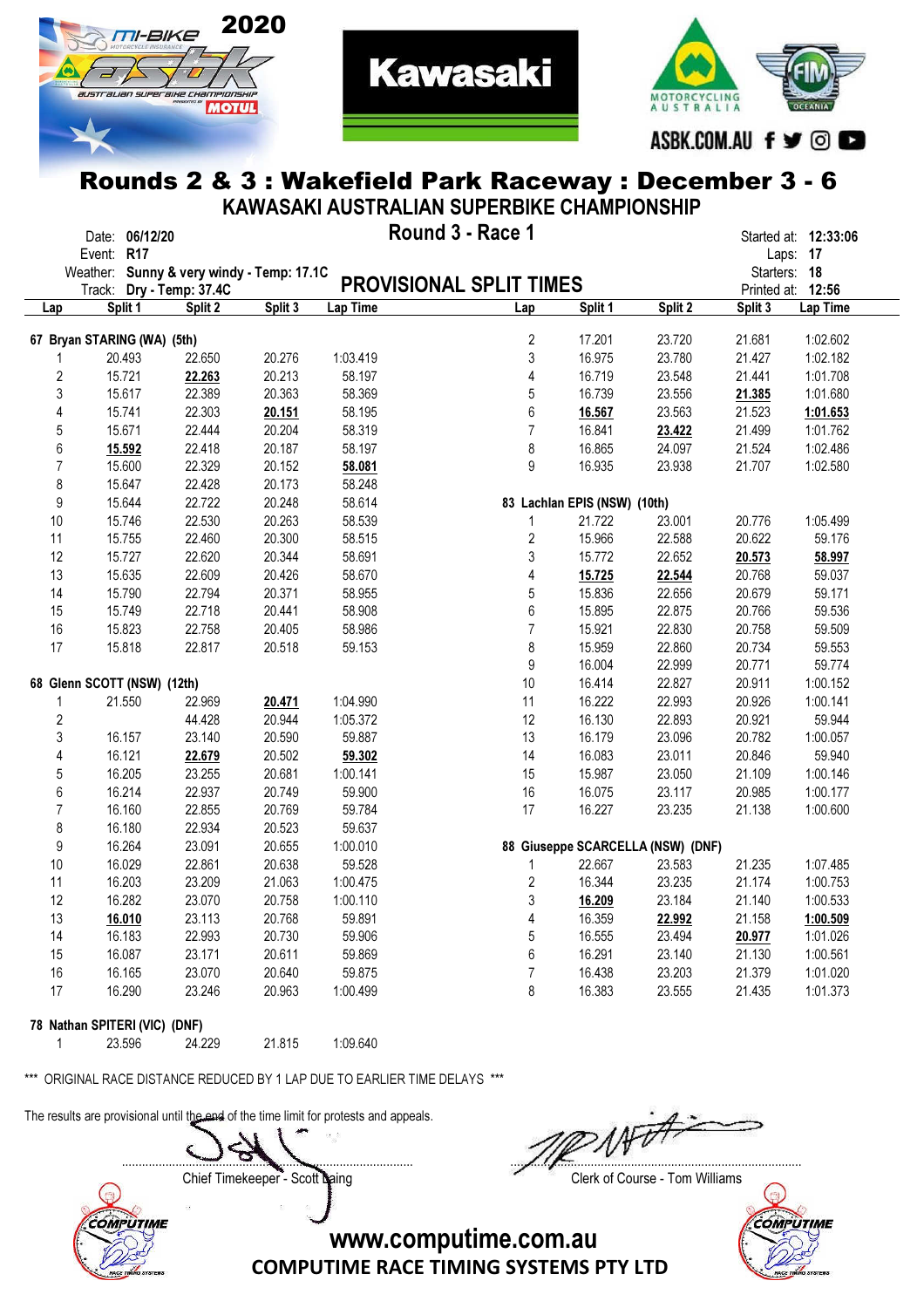# Rounds 2 & 3 : Wakefield Park Raceway : December 3 - 6

## KAWASAKI AUSTRALIAN SUPERBIKE CHAMPIONSHIP

## Round 3 - Race 1

Date: **06/12/20**
Event: **R17**
Weather: **Sunny & very windy - Temp: 17.1C**
Track: **Dry - Temp: 37.4C**

Started at: **12:33:06**
Laps: **17**
Starters: **18**
Printed at: **12:56**

## PROVISIONAL SPLIT TIMES

**67 Bryan STARING (WA) (5th)**

| Lap | Split 1 | Split 2 | Split 3 | Lap Time |
|---|---|---|---|---|
| 1 | 20.493 | 22.650 | 20.276 | 1:03.419 |
| 2 | 15.721 | **22.263** | 20.213 | 58.197 |
| 3 | 15.617 | 22.389 | 20.363 | 58.369 |
| 4 | 15.741 | 22.303 | **20.151** | 58.195 |
| 5 | 15.671 | 22.444 | 20.204 | 58.319 |
| 6 | **15.592** | 22.418 | 20.187 | 58.197 |
| 7 | 15.600 | 22.329 | 20.152 | **58.081** |
| 8 | 15.647 | 22.428 | 20.173 | 58.248 |
| 9 | 15.644 | 22.722 | 20.248 | 58.614 |
| 10 | 15.746 | 22.530 | 20.263 | 58.539 |
| 11 | 15.755 | 22.460 | 20.300 | 58.515 |
| 12 | 15.727 | 22.620 | 20.344 | 58.691 |
| 13 | 15.635 | 22.609 | 20.426 | 58.670 |
| 14 | 15.790 | 22.794 | 20.371 | 58.955 |
| 15 | 15.749 | 22.718 | 20.441 | 58.908 |
| 16 | 15.823 | 22.758 | 20.405 | 58.986 |
| 17 | 15.818 | 22.817 | 20.518 | 59.153 |

**68 Glenn SCOTT (NSW) (12th)**

| Lap | Split 1 | Split 2 | Split 3 | Lap Time |
|---|---|---|---|---|
| 1 | 21.550 | 22.969 | **20.471** | 1:04.990 |
| 2 | | 44.428 | 20.944 | 1:05.372 |
| 3 | 16.157 | 23.140 | 20.590 | 59.887 |
| 4 | 16.121 | **22.679** | 20.502 | **59.302** |
| 5 | 16.205 | 23.255 | 20.681 | 1:00.141 |
| 6 | 16.214 | 22.937 | 20.749 | 59.900 |
| 7 | 16.160 | 22.855 | 20.769 | 59.784 |
| 8 | 16.180 | 22.934 | 20.523 | 59.637 |
| 9 | 16.264 | 23.091 | 20.655 | 1:00.010 |
| 10 | 16.029 | 22.861 | 20.638 | 59.528 |
| 11 | 16.203 | 23.209 | 21.063 | 1:00.475 |
| 12 | 16.282 | 23.070 | 20.758 | 1:00.110 |
| 13 | **16.010** | 23.113 | 20.768 | 59.891 |
| 14 | 16.183 | 22.993 | 20.730 | 59.906 |
| 15 | 16.087 | 23.171 | 20.611 | 59.869 |
| 16 | 16.165 | 23.070 | 20.640 | 59.875 |
| 17 | 16.290 | 23.246 | 20.963 | 1:00.499 |

**78 Nathan SPITERI (VIC) (DNF)**

| Lap | Split 1 | Split 2 | Split 3 | Lap Time |
|---|---|---|---|---|
| 1 | 23.596 | 24.229 | 21.815 | 1:09.640 |
| 2 | 17.201 | 23.720 | 21.681 | 1:02.602 |
| 3 | 16.975 | 23.780 | 21.427 | 1:02.182 |
| 4 | 16.719 | 23.548 | 21.441 | 1:01.708 |
| 5 | 16.739 | 23.556 | **21.385** | 1:01.680 |
| 6 | **16.567** | 23.563 | 21.523 | **1:01.653** |
| 7 | 16.841 | **23.422** | 21.499 | 1:01.762 |
| 8 | 16.865 | 24.097 | 21.524 | 1:02.486 |
| 9 | 16.935 | 23.938 | 21.707 | 1:02.580 |

**83 Lachlan EPIS (NSW) (10th)**

| Lap | Split 1 | Split 2 | Split 3 | Lap Time |
|---|---|---|---|---|
| 1 | 21.722 | 23.001 | 20.776 | 1:05.499 |
| 2 | 15.966 | 22.588 | 20.622 | 59.176 |
| 3 | 15.772 | 22.652 | **20.573** | **58.997** |
| 4 | **15.725** | **22.544** | 20.768 | 59.037 |
| 5 | 15.836 | 22.656 | 20.679 | 59.171 |
| 6 | 15.895 | 22.875 | 20.766 | 59.536 |
| 7 | 15.921 | 22.830 | 20.758 | 59.509 |
| 8 | 15.959 | 22.860 | 20.734 | 59.553 |
| 9 | 16.004 | 22.999 | 20.771 | 59.774 |
| 10 | 16.414 | 22.827 | 20.911 | 1:00.152 |
| 11 | 16.222 | 22.993 | 20.926 | 1:00.141 |
| 12 | 16.130 | 22.893 | 20.921 | 59.944 |
| 13 | 16.179 | 23.096 | 20.782 | 1:00.057 |
| 14 | 16.083 | 23.011 | 20.846 | 59.940 |
| 15 | 15.987 | 23.050 | 21.109 | 1:00.146 |
| 16 | 16.075 | 23.117 | 20.985 | 1:00.177 |
| 17 | 16.227 | 23.235 | 21.138 | 1:00.600 |

**88 Giuseppe SCARCELLA (NSW) (DNF)**

| Lap | Split 1 | Split 2 | Split 3 | Lap Time |
|---|---|---|---|---|
| 1 | 22.667 | 23.583 | 21.235 | 1:07.485 |
| 2 | 16.344 | 23.235 | 21.174 | 1:00.753 |
| 3 | **16.209** | 23.184 | 21.140 | 1:00.533 |
| 4 | 16.359 | **22.992** | 21.158 | **1:00.509** |
| 5 | 16.555 | 23.494 | **20.977** | 1:01.026 |
| 6 | 16.291 | 23.140 | 21.130 | 1:00.561 |
| 7 | 16.438 | 23.203 | 21.379 | 1:01.020 |
| 8 | 16.383 | 23.555 | 21.435 | 1:01.373 |

*** ORIGINAL RACE DISTANCE REDUCED BY 1 LAP DUE TO EARLIER TIME DELAYS ***

The results are provisional until the end of the time limit for protests and appeals.

Chief Timekeeper - Scott Laing

Clerk of Course - Tom Williams

www.computime.com.au
COMPUTIME RACE TIMING SYSTEMS PTY LTD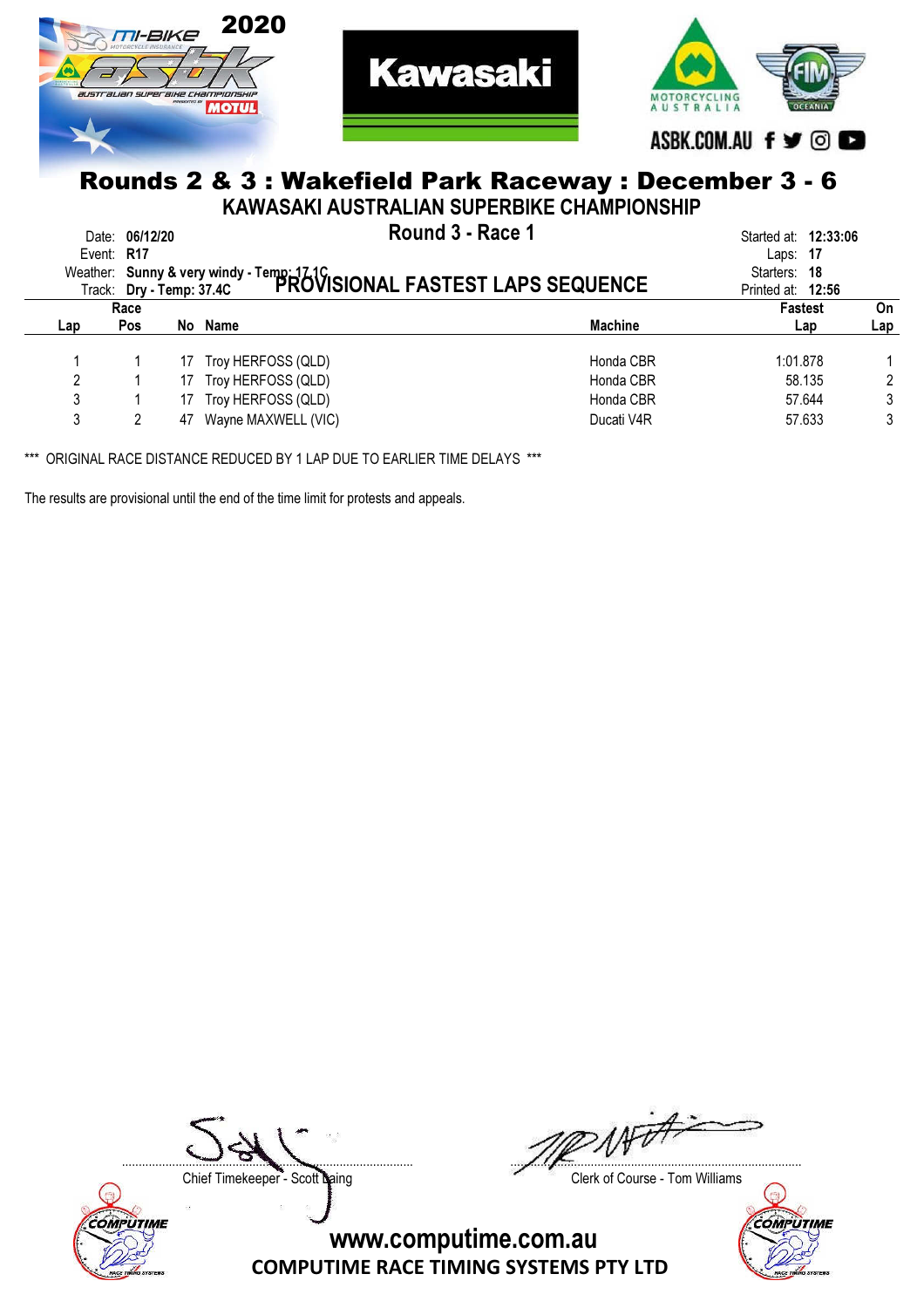# Rounds 2 & 3 : Wakefield Park Raceway : December 3 - 6

## KAWASAKI AUSTRALIAN SUPERBIKE CHAMPIONSHIP

## Round 3 - Race 1

## PROVISIONAL FASTEST LAPS SEQUENCE

Date: **06/12/20**
Event: **R17**
Weather: **Sunny & very windy - Temp: 17.1C**
Track: **Dry - Temp: 37.4C**

Started at: **12:33:06**
Laps: **17**
Starters: **18**
Printed at: **12:56**

| Lap | Race Pos | No | Name | Machine | Fastest Lap | On Lap |
|---|---|---|---|---|---|---|
| 1 | 1 | 17 | Troy HERFOSS (QLD) | Honda CBR | 1:01.878 | 1 |
| 2 | 1 | 17 | Troy HERFOSS (QLD) | Honda CBR | 58.135 | 2 |
| 3 | 1 | 17 | Troy HERFOSS (QLD) | Honda CBR | 57.644 | 3 |
| 3 | 2 | 47 | Wayne MAXWELL (VIC) | Ducati V4R | 57.633 | 3 |

*** ORIGINAL RACE DISTANCE REDUCED BY 1 LAP DUE TO EARLIER TIME DELAYS ***

The results are provisional until the end of the time limit for protests and appeals.

Chief Timekeeper - Scott Laing

Clerk of Course - Tom Williams

www.computime.com.au
COMPUTIME RACE TIMING SYSTEMS PTY LTD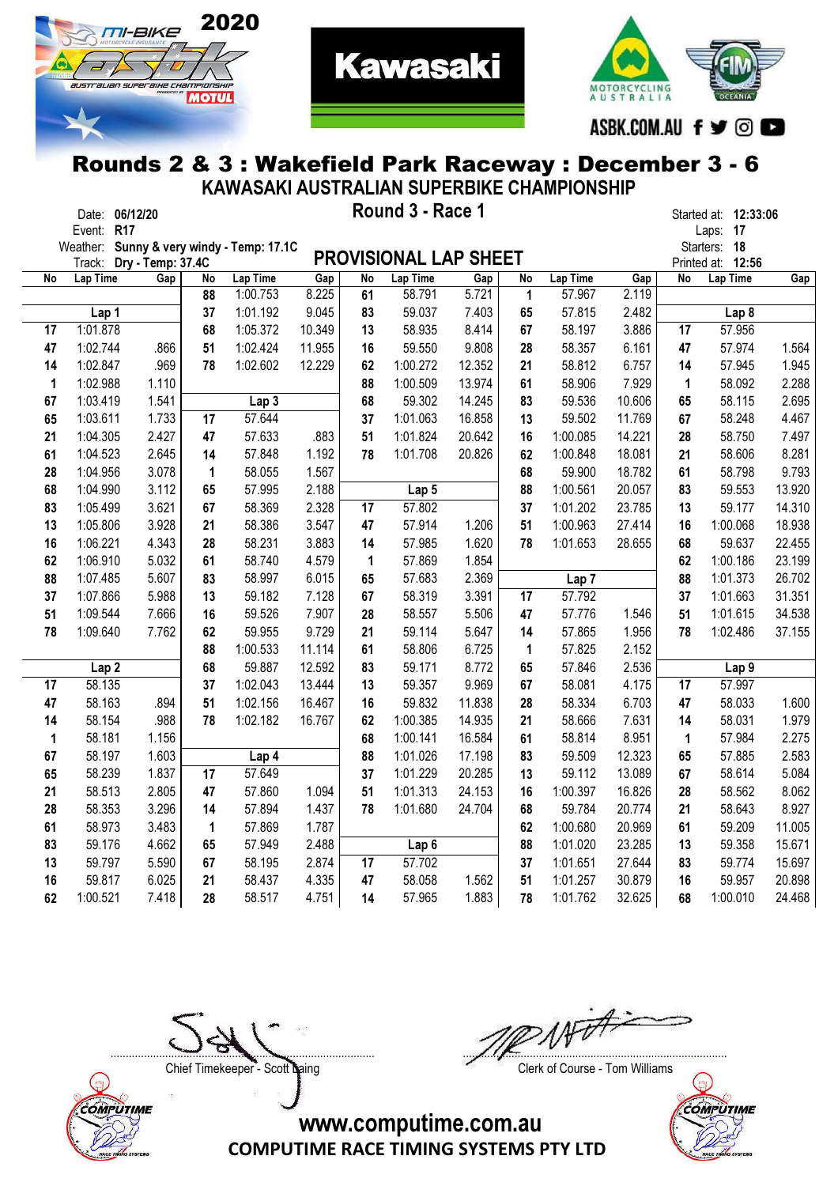# Rounds 2 & 3 : Wakefield Park Raceway : December 3 - 6

## KAWASAKI AUSTRALIAN SUPERBIKE CHAMPIONSHIP

### Round 3 - Race 1

Date: **06/12/20**
Event: **R17**
Weather: **Sunny & very windy - Temp: 17.1C**
Track: **Dry - Temp: 37.4C**

Started at: **12:33:06**
Laps: **17**
Starters: **18**
Printed at: **12:56**

## PROVISIONAL LAP SHEET

| No | Lap Time | Gap | No | Lap Time | Gap | No | Lap Time | Gap | No | Lap Time | Gap | No | Lap Time | Gap |
|---|---|---|---|---|---|---|---|---|---|---|---|---|---|---|
| | | | 88 | 1:00.753 | 8.225 | 61 | 58.791 | 5.721 | 1 | 57.967 | 2.119 | | | |
| | Lap 1 | | 37 | 1:01.192 | 9.045 | 83 | 59.037 | 7.403 | 65 | 57.815 | 2.482 | | Lap 8 | |
| 17 | 1:01.878 | | 68 | 1:05.372 | 10.349 | 13 | 58.935 | 8.414 | 67 | 58.197 | 3.886 | 17 | 57.956 | |
| 47 | 1:02.744 | .866 | 51 | 1:02.424 | 11.955 | 16 | 59.550 | 9.808 | 28 | 58.357 | 6.161 | 47 | 57.974 | 1.564 |
| 14 | 1:02.847 | .969 | 78 | 1:02.602 | 12.229 | 62 | 1:00.272 | 12.352 | 21 | 58.812 | 6.757 | 14 | 57.945 | 1.945 |
| 1 | 1:02.988 | 1.110 | | | | 88 | 1:00.509 | 13.974 | 61 | 58.906 | 7.929 | 1 | 58.092 | 2.288 |
| 67 | 1:03.419 | 1.541 | | Lap 3 | | 68 | 59.302 | 14.245 | 83 | 59.536 | 10.606 | 65 | 58.115 | 2.695 |
| 65 | 1:03.611 | 1.733 | 17 | 57.644 | | 37 | 1:01.063 | 16.858 | 13 | 59.502 | 11.769 | 67 | 58.248 | 4.467 |
| 21 | 1:04.305 | 2.427 | 47 | 57.633 | .883 | 51 | 1:01.824 | 20.642 | 16 | 1:00.085 | 14.221 | 28 | 58.750 | 7.497 |
| 61 | 1:04.523 | 2.645 | 14 | 57.848 | 1.192 | 78 | 1:01.708 | 20.826 | 62 | 1:00.848 | 18.081 | 21 | 58.606 | 8.281 |
| 28 | 1:04.956 | 3.078 | 1 | 58.055 | 1.567 | | | | 68 | 59.900 | 18.782 | 61 | 58.798 | 9.793 |
| 68 | 1:04.990 | 3.112 | 65 | 57.995 | 2.188 | | Lap 5 | | 88 | 1:00.561 | 20.057 | 83 | 59.553 | 13.920 |
| 83 | 1:05.499 | 3.621 | 67 | 58.369 | 2.328 | 17 | 57.802 | | 37 | 1:01.202 | 23.785 | 13 | 59.177 | 14.310 |
| 13 | 1:05.806 | 3.928 | 21 | 58.386 | 3.547 | 47 | 57.914 | 1.206 | 51 | 1:00.963 | 27.414 | 16 | 1:00.068 | 18.938 |
| 16 | 1:06.221 | 4.343 | 28 | 58.231 | 3.883 | 14 | 57.985 | 1.620 | 78 | 1:01.653 | 28.655 | 68 | 59.637 | 22.455 |
| 62 | 1:06.910 | 5.032 | 61 | 58.740 | 4.579 | 1 | 57.869 | 1.854 | | | | 62 | 1:00.186 | 23.199 |
| 88 | 1:07.485 | 5.607 | 83 | 58.997 | 6.015 | 65 | 57.683 | 2.369 | | Lap 7 | | 88 | 1:01.373 | 26.702 |
| 37 | 1:07.866 | 5.988 | 13 | 59.182 | 7.128 | 67 | 58.319 | 3.391 | 17 | 57.792 | | 37 | 1:01.663 | 31.351 |
| 51 | 1:09.544 | 7.666 | 16 | 59.526 | 7.907 | 28 | 58.557 | 5.506 | 47 | 57.776 | 1.546 | 51 | 1:01.615 | 34.538 |
| 78 | 1:09.640 | 7.762 | 62 | 59.955 | 9.729 | 21 | 59.114 | 5.647 | 14 | 57.865 | 1.956 | 78 | 1:02.486 | 37.155 |
| | | | 88 | 1:00.533 | 11.114 | 61 | 58.806 | 6.725 | 1 | 57.825 | 2.152 | | | |
| | Lap 2 | | 68 | 59.887 | 12.592 | 83 | 59.171 | 8.772 | 65 | 57.846 | 2.536 | | Lap 9 | |
| 17 | 58.135 | | 37 | 1:02.043 | 13.444 | 13 | 59.357 | 9.969 | 67 | 58.081 | 4.175 | 17 | 57.997 | |
| 47 | 58.163 | .894 | 51 | 1:02.156 | 16.467 | 16 | 59.832 | 11.838 | 28 | 58.334 | 6.703 | 47 | 58.033 | 1.600 |
| 14 | 58.154 | .988 | 78 | 1:02.182 | 16.767 | 62 | 1:00.385 | 14.935 | 21 | 58.666 | 7.631 | 14 | 58.031 | 1.979 |
| 1 | 58.181 | 1.156 | | | | 68 | 1:00.141 | 16.584 | 61 | 58.814 | 8.951 | 1 | 57.984 | 2.275 |
| 67 | 58.197 | 1.603 | | Lap 4 | | 88 | 1:01.026 | 17.198 | 83 | 59.509 | 12.323 | 65 | 57.885 | 2.583 |
| 65 | 58.239 | 1.837 | 17 | 57.649 | | 37 | 1:01.229 | 20.285 | 13 | 59.112 | 13.089 | 67 | 58.614 | 5.084 |
| 21 | 58.513 | 2.805 | 47 | 57.860 | 1.094 | 51 | 1:01.313 | 24.153 | 16 | 1:00.397 | 16.826 | 28 | 58.562 | 8.062 |
| 28 | 58.353 | 3.296 | 14 | 57.894 | 1.437 | 78 | 1:01.680 | 24.704 | 68 | 59.784 | 20.774 | 21 | 58.643 | 8.927 |
| 61 | 58.973 | 3.483 | 1 | 57.869 | 1.787 | | | | 62 | 1:00.680 | 20.969 | 61 | 59.209 | 11.005 |
| 83 | 59.176 | 4.662 | 65 | 57.949 | 2.488 | | Lap 6 | | 88 | 1:01.020 | 23.285 | 13 | 59.358 | 15.671 |
| 13 | 59.797 | 5.590 | 67 | 58.195 | 2.874 | 17 | 57.702 | | 37 | 1:01.651 | 27.644 | 83 | 59.774 | 15.697 |
| 16 | 59.817 | 6.025 | 21 | 58.437 | 4.335 | 47 | 58.058 | 1.562 | 51 | 1:01.257 | 30.879 | 16 | 59.957 | 20.898 |
| 62 | 1:00.521 | 7.418 | 28 | 58.517 | 4.751 | 14 | 57.965 | 1.883 | 78 | 1:01.762 | 32.625 | 68 | 1:00.010 | 24.468 |

Chief Timekeeper - Scott Laing

Clerk of Course - Tom Williams

**www.computime.com.au**

**COMPUTIME RACE TIMING SYSTEMS PTY LTD**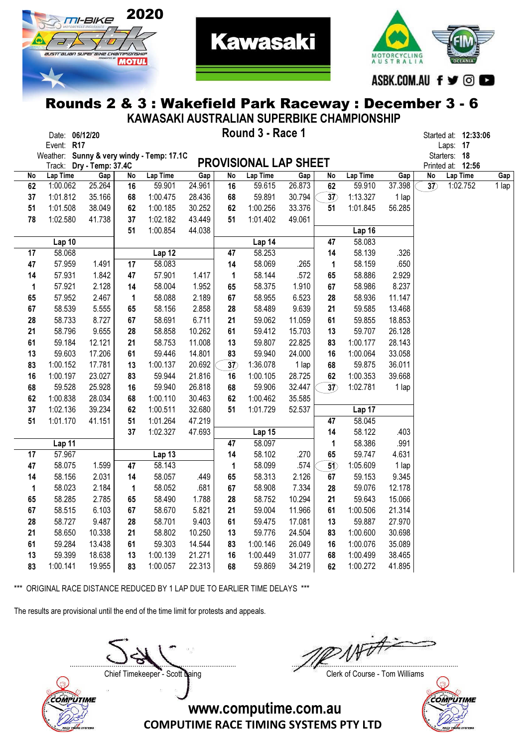# Rounds 2 & 3 : Wakefield Park Raceway : December 3 - 6

## KAWASAKI AUSTRALIAN SUPERBIKE CHAMPIONSHIP

## Round 3 - Race 1

## PROVISIONAL LAP SHEET

Date: 06/12/20
Event: R17
Weather: Sunny & very windy - Temp: 17.1C
Track: Dry - Temp: 37.4C

Started at: 12:33:06
Laps: 17
Starters: 18
Printed at: 12:56

| No | Lap Time | Gap | No | Lap Time | Gap | No | Lap Time | Gap | No | Lap Time | Gap | No | Lap Time | Gap |
|---|---|---|---|---|---|---|---|---|---|---|---|---|---|---|
| 62 | 1:00.062 | 25.264 | 16 | 59.901 | 24.961 | 16 | 59.615 | 26.873 | 62 | 59.910 | 37.398 | 37 | 1:02.752 | 1 lap |
| 37 | 1:01.812 | 35.166 | 68 | 1:00.475 | 28.436 | 68 | 59.891 | 30.794 | 37 | 1:13.327 | 1 lap | | | |
| 51 | 1:01.508 | 38.049 | 62 | 1:00.185 | 30.252 | 62 | 1:00.256 | 33.376 | 51 | 1:01.845 | 56.285 | | | |
| 78 | 1:02.580 | 41.738 | 37 | 1:02.182 | 43.449 | 51 | 1:01.402 | 49.061 | | | | | | |
| | | | 51 | 1:00.854 | 44.038 | | | | | Lap 16 | | | | |
| | Lap 10 | | | | | | Lap 14 | | 47 | 58.083 | | | | |
| 17 | 58.068 | | | Lap 12 | | 47 | 58.253 | | 14 | 58.139 | .326 | | | |
| 47 | 57.959 | 1.491 | 17 | 58.083 | | 14 | 58.069 | .265 | 1 | 58.159 | .650 | | | |
| 14 | 57.931 | 1.842 | 47 | 57.901 | 1.417 | 1 | 58.144 | .572 | 65 | 58.886 | 2.929 | | | |
| 1 | 57.921 | 2.128 | 14 | 58.004 | 1.952 | 65 | 58.375 | 1.910 | 67 | 58.986 | 8.237 | | | |
| 65 | 57.952 | 2.467 | 1 | 58.088 | 2.189 | 67 | 58.955 | 6.523 | 28 | 58.936 | 11.147 | | | |
| 67 | 58.539 | 5.555 | 65 | 58.156 | 2.858 | 28 | 58.489 | 9.639 | 21 | 59.585 | 13.468 | | | |
| 28 | 58.733 | 8.727 | 67 | 58.691 | 6.711 | 21 | 59.062 | 11.059 | 61 | 59.855 | 18.853 | | | |
| 21 | 58.796 | 9.655 | 28 | 58.858 | 10.262 | 61 | 59.412 | 15.703 | 13 | 59.707 | 26.128 | | | |
| 61 | 59.184 | 12.121 | 21 | 58.753 | 11.008 | 13 | 59.807 | 22.825 | 83 | 1:00.177 | 28.143 | | | |
| 13 | 59.603 | 17.206 | 61 | 59.446 | 14.801 | 83 | 59.940 | 24.000 | 16 | 1:00.064 | 33.058 | | | |
| 83 | 1:00.152 | 17.781 | 13 | 1:00.137 | 20.692 | 37 | 1:36.078 | 1 lap | 68 | 59.875 | 36.011 | | | |
| 16 | 1:00.197 | 23.027 | 83 | 59.944 | 21.816 | 16 | 1:00.105 | 28.725 | 62 | 1:00.353 | 39.668 | | | |
| 68 | 59.528 | 25.928 | 16 | 59.940 | 26.818 | 68 | 59.906 | 32.447 | 37 | 1:02.781 | 1 lap | | | |
| 62 | 1:00.838 | 28.034 | 68 | 1:00.110 | 30.463 | 62 | 1:00.462 | 35.585 | | | | | | |
| 37 | 1:02.136 | 39.234 | 62 | 1:00.511 | 32.680 | 51 | 1:01.729 | 52.537 | | Lap 17 | | | | |
| 51 | 1:01.170 | 41.151 | 51 | 1:01.264 | 47.219 | | | | 47 | 58.045 | | | | |
| | | | 37 | 1:02.327 | 47.693 | | Lap 15 | | 14 | 58.122 | .403 | | | |
| | Lap 11 | | | | | 47 | 58.097 | | 1 | 58.386 | .991 | | | |
| 17 | 57.967 | | | Lap 13 | | 14 | 58.102 | .270 | 65 | 59.747 | 4.631 | | | |
| 47 | 58.075 | 1.599 | 47 | 58.143 | | 1 | 58.099 | .574 | 51 | 1:05.609 | 1 lap | | | |
| 14 | 58.156 | 2.031 | 14 | 58.057 | .449 | 65 | 58.313 | 2.126 | 67 | 59.153 | 9.345 | | | |
| 1 | 58.023 | 2.184 | 1 | 58.052 | .681 | 67 | 58.908 | 7.334 | 28 | 59.076 | 12.178 | | | |
| 65 | 58.285 | 2.785 | 65 | 58.490 | 1.788 | 28 | 58.752 | 10.294 | 21 | 59.643 | 15.066 | | | |
| 67 | 58.515 | 6.103 | 67 | 58.670 | 5.821 | 21 | 59.004 | 11.966 | 61 | 1:00.506 | 21.314 | | | |
| 28 | 58.727 | 9.487 | 28 | 58.701 | 9.403 | 61 | 59.475 | 17.081 | 13 | 59.887 | 27.970 | | | |
| 21 | 58.650 | 10.338 | 21 | 58.802 | 10.250 | 13 | 59.776 | 24.504 | 83 | 1:00.600 | 30.698 | | | |
| 61 | 59.284 | 13.438 | 61 | 59.303 | 14.544 | 83 | 1:00.146 | 26.049 | 16 | 1:00.076 | 35.089 | | | |
| 13 | 59.399 | 18.638 | 13 | 1:00.139 | 21.271 | 16 | 1:00.449 | 31.077 | 68 | 1:00.499 | 38.465 | | | |
| 83 | 1:00.141 | 19.955 | 83 | 1:00.057 | 22.313 | 68 | 59.869 | 34.219 | 62 | 1:00.272 | 41.895 | | | |

*** ORIGINAL RACE DISTANCE REDUCED BY 1 LAP DUE TO EARLIER TIME DELAYS ***

The results are provisional until the end of the time limit for protests and appeals.

Chief Timekeeper - Scott Laing

Clerk of Course - Tom Williams

www.computime.com.au
COMPUTIME RACE TIMING SYSTEMS PTY LTD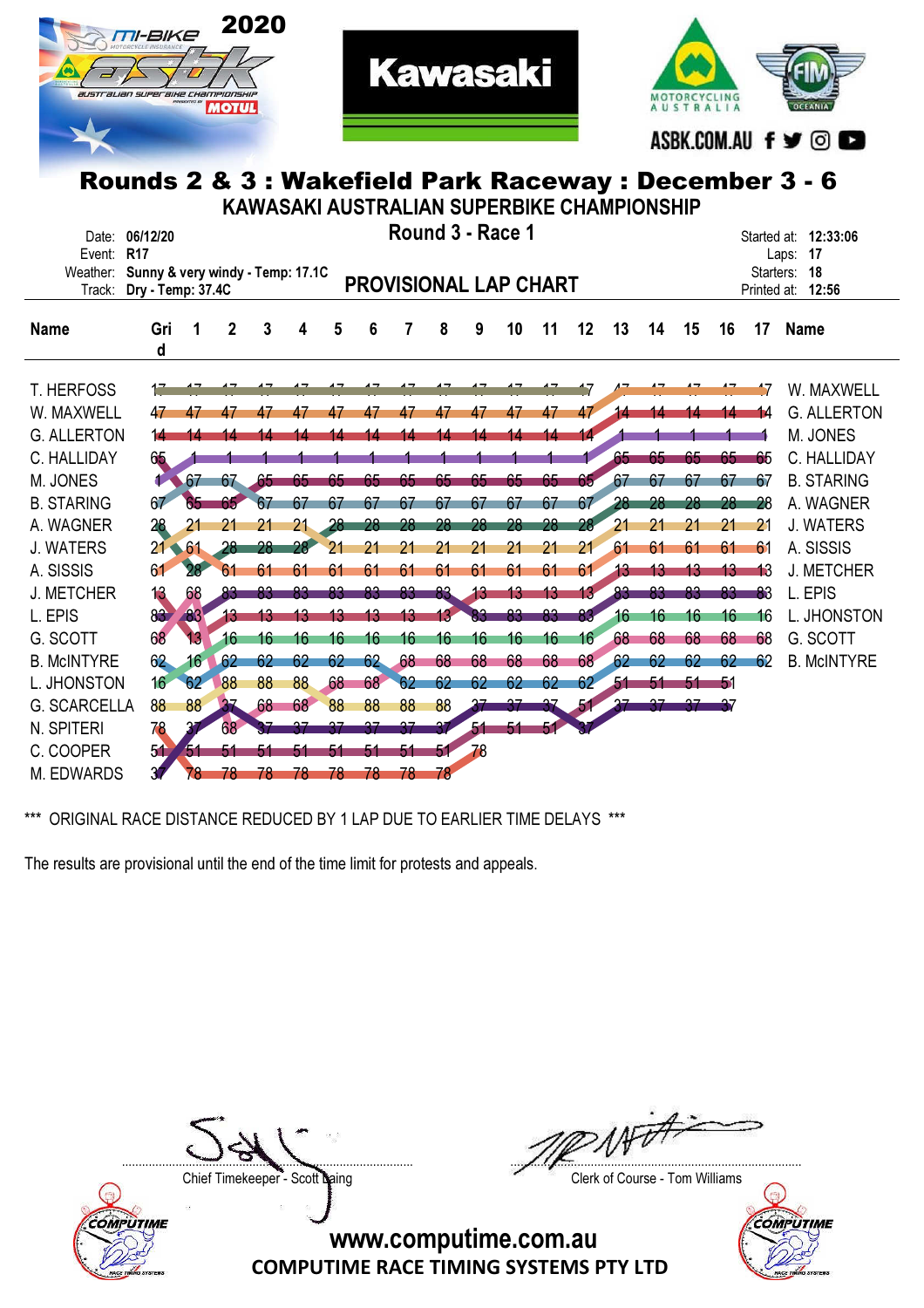# Rounds 2 & 3 : Wakefield Park Raceway : December 3 - 6

## KAWASAKI AUSTRALIAN SUPERBIKE CHAMPIONSHIP

Date: **06/12/20**
Event: **R17**
Weather: **Sunny & very windy - Temp: 17.1C**
Track: **Dry - Temp: 37.4C**

**Round 3 - Race 1**

**PROVISIONAL LAP CHART**

Started at: **12:33:06**
Laps: **17**
Starters: **18**
Printed at: **12:56**

| Name | Grid | 1 | 2 | 3 | 4 | 5 | 6 | 7 | 8 | 9 | 10 | 11 | 12 | 13 | 14 | 15 | 16 | 17 | Name |
|---|---|---|---|---|---|---|---|---|---|---|---|---|---|---|---|---|---|---|---|
| T. HERFOSS | 17 | 17 | 17 | 17 | 17 | 17 | 17 | 17 | 17 | 17 | 17 | 17 | 17 | 47 | 47 | 47 | 47 | 47 | W. MAXWELL |
| W. MAXWELL | 47 | 47 | 47 | 47 | 47 | 47 | 47 | 47 | 47 | 47 | 47 | 47 | 47 | 14 | 14 | 14 | 14 | 14 | G. ALLERTON |
| G. ALLERTON | 14 | 14 | 14 | 14 | 14 | 14 | 14 | 14 | 14 | 14 | 14 | 14 | 14 | 1 | 1 | 1 | 1 | 1 | M. JONES |
| C. HALLIDAY | 65 | 1 | 1 | 1 | 1 | 1 | 1 | 1 | 1 | 1 | 1 | 1 | 1 | 65 | 65 | 65 | 65 | 65 | C. HALLIDAY |
| M. JONES | 1 | 67 | 67 | 65 | 65 | 65 | 65 | 65 | 65 | 65 | 65 | 65 | 65 | 67 | 67 | 67 | 67 | 67 | B. STARING |
| B. STARING | 67 | 65 | 65 | 67 | 67 | 67 | 67 | 67 | 67 | 67 | 67 | 67 | 67 | 28 | 28 | 28 | 28 | 28 | A. WAGNER |
| A. WAGNER | 28 | 21 | 21 | 21 | 21 | 28 | 28 | 28 | 28 | 28 | 28 | 28 | 28 | 21 | 21 | 21 | 21 | 21 | J. WATERS |
| J. WATERS | 21 | 61 | 28 | 28 | 28 | 21 | 21 | 21 | 21 | 21 | 21 | 21 | 21 | 61 | 61 | 61 | 61 | 61 | A. SISSIS |
| A. SISSIS | 61 | 28 | 61 | 61 | 61 | 61 | 61 | 61 | 61 | 61 | 61 | 61 | 61 | 13 | 13 | 13 | 13 | 13 | J. METCHER |
| J. METCHER | 13 | 68 | 83 | 83 | 83 | 83 | 83 | 83 | 83 | 13 | 13 | 13 | 13 | 83 | 83 | 83 | 83 | 83 | L. EPIS |
| L. EPIS | 83 | 83 | 13 | 13 | 13 | 13 | 13 | 13 | 13 | 83 | 83 | 83 | 83 | 16 | 16 | 16 | 16 | 16 | L. JHONSTON |
| G. SCOTT | 68 | 13 | 16 | 16 | 16 | 16 | 16 | 16 | 16 | 16 | 16 | 16 | 16 | 68 | 68 | 68 | 68 | 68 | G. SCOTT |
| B. McINTYRE | 62 | 16 | 62 | 62 | 62 | 62 | 62 | 68 | 68 | 68 | 68 | 68 | 68 | 62 | 62 | 62 | 62 | 62 | B. McINTYRE |
| L. JHONSTON | 16 | 62 | 88 | 88 | 88 | 68 | 68 | 62 | 62 | 62 | 62 | 62 | 62 | 51 | 51 | 51 | 51 | | |
| G. SCARCELLA | 88 | 88 | 37 | 68 | 68 | 88 | 88 | 88 | 88 | 37 | 37 | 37 | 51 | 37 | 37 | 37 | 37 | | |
| N. SPITERI | 78 | 37 | 68 | 37 | 37 | 37 | 37 | 37 | 37 | 51 | 51 | 51 | 37 | | | | | | |
| C. COOPER | 51 | 51 | 51 | 51 | 51 | 51 | 51 | 51 | 51 | 78 | | | | | | | | | |
| M. EDWARDS | 37 | 78 | 78 | 78 | 78 | 78 | 78 | 78 | 78 | | | | | | | | | | |

*** ORIGINAL RACE DISTANCE REDUCED BY 1 LAP DUE TO EARLIER TIME DELAYS ***

The results are provisional until the end of the time limit for protests and appeals.

Chief Timekeeper - Scott Laing

Clerk of Course - Tom Williams

www.computime.com.au
COMPUTIME RACE TIMING SYSTEMS PTY LTD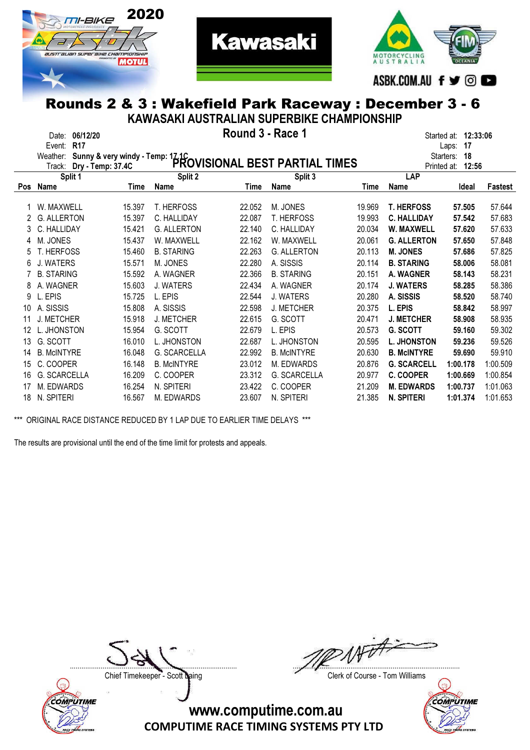# Rounds 2 & 3 : Wakefield Park Raceway : December 3 - 6

## KAWASAKI AUSTRALIAN SUPERBIKE CHAMPIONSHIP

### Round 3 - Race 1

### PROVISIONAL BEST PARTIAL TIMES

Date: **06/12/20**
Event: **R17**
Weather: **Sunny & very windy - Temp: 17.1C**
Track: **Dry - Temp: 37.4C**

Started at: **12:33:06**
Laps: **17**
Starters: **18**
Printed at: **12:56**

| Pos | Split 1 Name | Time | Split 2 Name | Time | Split 3 Name | Time | LAP Name | Ideal | Fastest |
|---|---|---|---|---|---|---|---|---|---|
| 1 | W. MAXWELL | 15.397 | T. HERFOSS | 22.052 | M. JONES | 19.969 | **T. HERFOSS** | **57.505** | 57.644 |
| 2 | G. ALLERTON | 15.397 | C. HALLIDAY | 22.087 | T. HERFOSS | 19.993 | **C. HALLIDAY** | **57.542** | 57.683 |
| 3 | C. HALLIDAY | 15.421 | G. ALLERTON | 22.140 | C. HALLIDAY | 20.034 | **W. MAXWELL** | **57.620** | 57.633 |
| 4 | M. JONES | 15.437 | W. MAXWELL | 22.162 | W. MAXWELL | 20.061 | **G. ALLERTON** | **57.650** | 57.848 |
| 5 | T. HERFOSS | 15.460 | B. STARING | 22.263 | G. ALLERTON | 20.113 | **M. JONES** | **57.686** | 57.825 |
| 6 | J. WATERS | 15.571 | M. JONES | 22.280 | A. SISSIS | 20.114 | **B. STARING** | **58.006** | 58.081 |
| 7 | B. STARING | 15.592 | A. WAGNER | 22.366 | B. STARING | 20.151 | **A. WAGNER** | **58.143** | 58.231 |
| 8 | A. WAGNER | 15.603 | J. WATERS | 22.434 | A. WAGNER | 20.174 | **J. WATERS** | **58.285** | 58.386 |
| 9 | L. EPIS | 15.725 | L. EPIS | 22.544 | J. WATERS | 20.280 | **A. SISSIS** | **58.520** | 58.740 |
| 10 | A. SISSIS | 15.808 | A. SISSIS | 22.598 | J. METCHER | 20.375 | **L. EPIS** | **58.842** | 58.997 |
| 11 | J. METCHER | 15.918 | J. METCHER | 22.615 | G. SCOTT | 20.471 | **J. METCHER** | **58.908** | 58.935 |
| 12 | L. JHONSTON | 15.954 | G. SCOTT | 22.679 | L. EPIS | 20.573 | **G. SCOTT** | **59.160** | 59.302 |
| 13 | G. SCOTT | 16.010 | L. JHONSTON | 22.687 | L. JHONSTON | 20.595 | **L. JHONSTON** | **59.236** | 59.526 |
| 14 | B. McINTYRE | 16.048 | G. SCARCELLA | 22.992 | B. McINTYRE | 20.630 | **B. McINTYRE** | **59.690** | 59.910 |
| 15 | C. COOPER | 16.148 | B. McINTYRE | 23.012 | M. EDWARDS | 20.876 | **G. SCARCELL** | **1:00.178** | 1:00.509 |
| 16 | G. SCARCELLA | 16.209 | C. COOPER | 23.312 | G. SCARCELLA | 20.977 | **C. COOPER** | **1:00.669** | 1:00.854 |
| 17 | M. EDWARDS | 16.254 | N. SPITERI | 23.422 | C. COOPER | 21.209 | **M. EDWARDS** | **1:00.737** | 1:01.063 |
| 18 | N. SPITERI | 16.567 | M. EDWARDS | 23.607 | N. SPITERI | 21.385 | **N. SPITERI** | **1:01.374** | 1:01.653 |

*** ORIGINAL RACE DISTANCE REDUCED BY 1 LAP DUE TO EARLIER TIME DELAYS ***

The results are provisional until the end of the time limit for protests and appeals.

Chief Timekeeper - Scott Laing

Clerk of Course - Tom Williams

www.computime.com.au
COMPUTIME RACE TIMING SYSTEMS PTY LTD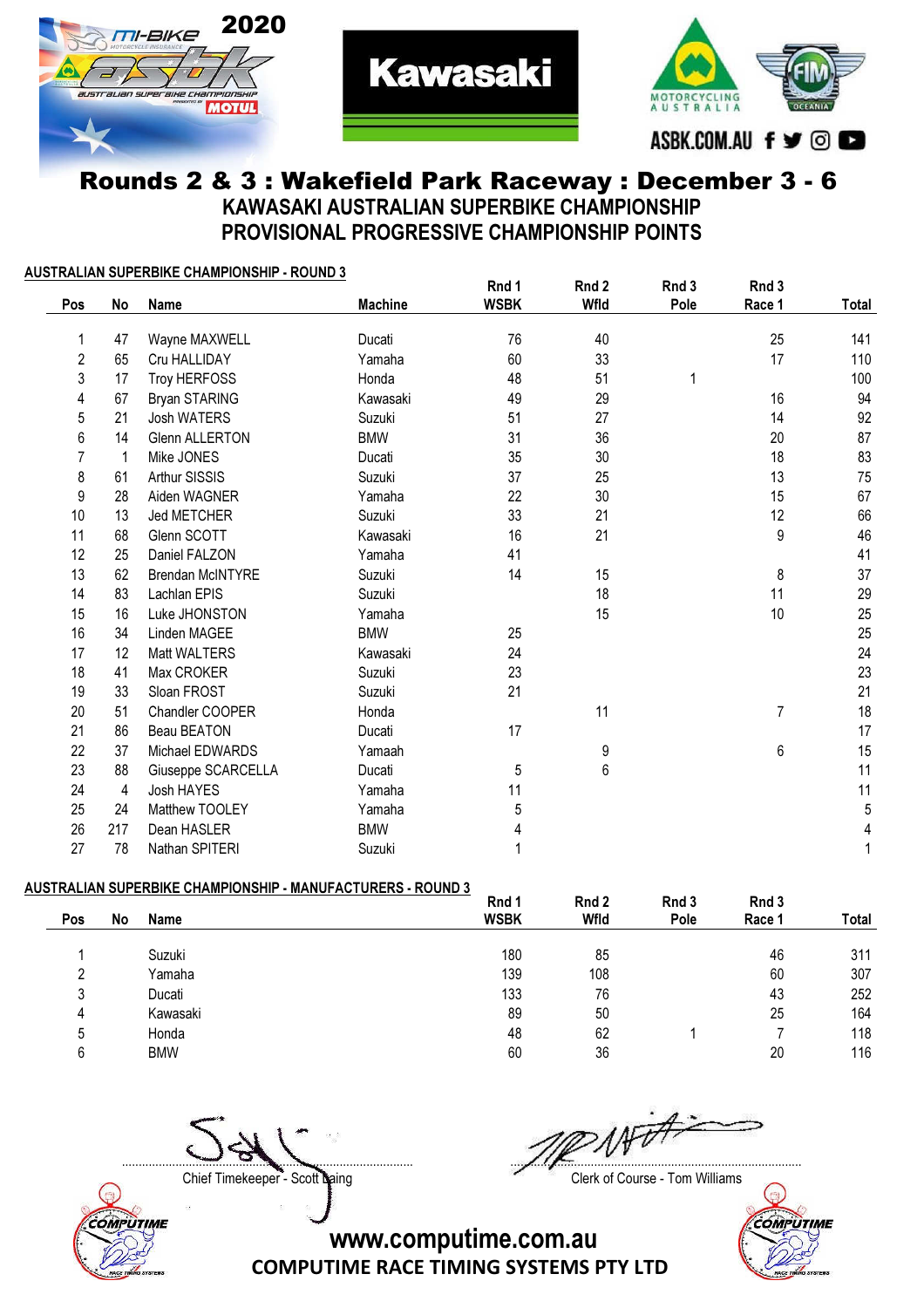# Rounds 2 & 3 : Wakefield Park Raceway : December 3 - 6

## KAWASAKI AUSTRALIAN SUPERBIKE CHAMPIONSHIP

## PROVISIONAL PROGRESSIVE CHAMPIONSHIP POINTS

**AUSTRALIAN SUPERBIKE CHAMPIONSHIP - ROUND 3**

| Pos | No | Name | Machine | Rnd 1 WSBK | Rnd 2 Wfld | Rnd 3 Pole | Rnd 3 Race 1 | Total |
|---|---|---|---|---|---|---|---|---|
| 1 | 47 | Wayne MAXWELL | Ducati | 76 | 40 | | 25 | 141 |
| 2 | 65 | Cru HALLIDAY | Yamaha | 60 | 33 | | 17 | 110 |
| 3 | 17 | Troy HERFOSS | Honda | 48 | 51 | 1 | | 100 |
| 4 | 67 | Bryan STARING | Kawasaki | 49 | 29 | | 16 | 94 |
| 5 | 21 | Josh WATERS | Suzuki | 51 | 27 | | 14 | 92 |
| 6 | 14 | Glenn ALLERTON | BMW | 31 | 36 | | 20 | 87 |
| 7 | 1 | Mike JONES | Ducati | 35 | 30 | | 18 | 83 |
| 8 | 61 | Arthur SISSIS | Suzuki | 37 | 25 | | 13 | 75 |
| 9 | 28 | Aiden WAGNER | Yamaha | 22 | 30 | | 15 | 67 |
| 10 | 13 | Jed METCHER | Suzuki | 33 | 21 | | 12 | 66 |
| 11 | 68 | Glenn SCOTT | Kawasaki | 16 | 21 | | 9 | 46 |
| 12 | 25 | Daniel FALZON | Yamaha | 41 | | | | 41 |
| 13 | 62 | Brendan McINTYRE | Suzuki | 14 | 15 | | 8 | 37 |
| 14 | 83 | Lachlan EPIS | Suzuki | | 18 | | 11 | 29 |
| 15 | 16 | Luke JHONSTON | Yamaha | | 15 | | 10 | 25 |
| 16 | 34 | Linden MAGEE | BMW | 25 | | | | 25 |
| 17 | 12 | Matt WALTERS | Kawasaki | 24 | | | | 24 |
| 18 | 41 | Max CROKER | Suzuki | 23 | | | | 23 |
| 19 | 33 | Sloan FROST | Suzuki | 21 | | | | 21 |
| 20 | 51 | Chandler COOPER | Honda | | 11 | | 7 | 18 |
| 21 | 86 | Beau BEATON | Ducati | 17 | | | | 17 |
| 22 | 37 | Michael EDWARDS | Yamaah | | 9 | | 6 | 15 |
| 23 | 88 | Giuseppe SCARCELLA | Ducati | 5 | 6 | | | 11 |
| 24 | 4 | Josh HAYES | Yamaha | 11 | | | | 11 |
| 25 | 24 | Matthew TOOLEY | Yamaha | 5 | | | | 5 |
| 26 | 217 | Dean HASLER | BMW | 4 | | | | 4 |
| 27 | 78 | Nathan SPITERI | Suzuki | 1 | | | | 1 |

**AUSTRALIAN SUPERBIKE CHAMPIONSHIP - MANUFACTURERS - ROUND 3**

| Pos | No | Name | Rnd 1 WSBK | Rnd 2 Wfld | Rnd 3 Pole | Rnd 3 Race 1 | Total |
|---|---|---|---|---|---|---|---|
| 1 | | Suzuki | 180 | 85 | | 46 | 311 |
| 2 | | Yamaha | 139 | 108 | | 60 | 307 |
| 3 | | Ducati | 133 | 76 | | 43 | 252 |
| 4 | | Kawasaki | 89 | 50 | | 25 | 164 |
| 5 | | Honda | 48 | 62 | 1 | 7 | 118 |
| 6 | | BMW | 60 | 36 | | 20 | 116 |

Chief Timekeeper - Scott Laing

Clerk of Course - Tom Williams

www.computime.com.au

COMPUTIME RACE TIMING SYSTEMS PTY LTD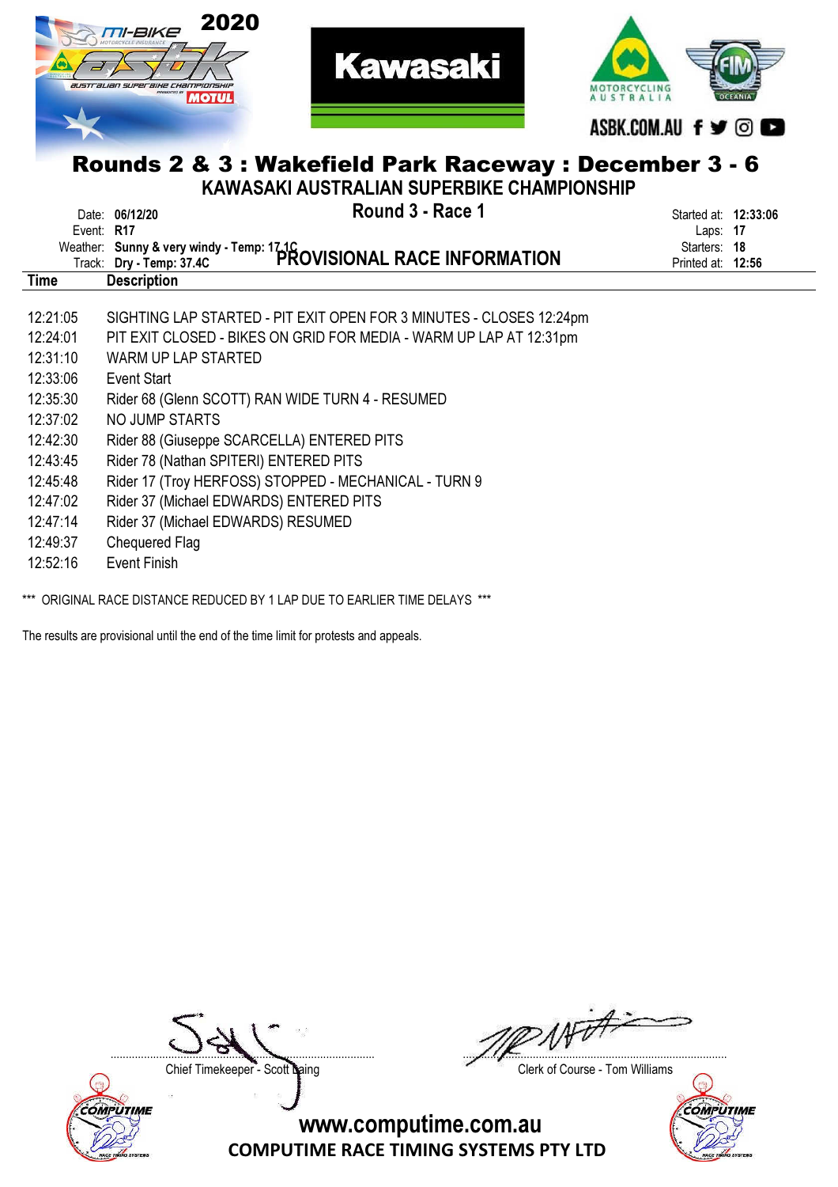# Rounds 2 & 3 : Wakefield Park Raceway : December 3 - 6

## KAWASAKI AUSTRALIAN SUPERBIKE CHAMPIONSHIP

### Round 3 - Race 1

### PROVISIONAL RACE INFORMATION

Date: **06/12/20**
Event: **R17**
Weather: **Sunny & very windy - Temp: 17.1C**
Track: **Dry - Temp: 37.4C**

Started at: **12:33:06**
Laps: **17**
Starters: **18**
Printed at: **12:56**

| Time | Description |
|---|---|
| 12:21:05 | SIGHTING LAP STARTED - PIT EXIT OPEN FOR 3 MINUTES - CLOSES 12:24pm |
| 12:24:01 | PIT EXIT CLOSED - BIKES ON GRID FOR MEDIA - WARM UP LAP AT 12:31pm |
| 12:31:10 | WARM UP LAP STARTED |
| 12:33:06 | Event Start |
| 12:35:30 | Rider 68 (Glenn SCOTT) RAN WIDE TURN 4 - RESUMED |
| 12:37:02 | NO JUMP STARTS |
| 12:42:30 | Rider 88 (Giuseppe SCARCELLA) ENTERED PITS |
| 12:43:45 | Rider 78 (Nathan SPITERI) ENTERED PITS |
| 12:45:48 | Rider 17 (Troy HERFOSS) STOPPED - MECHANICAL - TURN 9 |
| 12:47:02 | Rider 37 (Michael EDWARDS) ENTERED PITS |
| 12:47:14 | Rider 37 (Michael EDWARDS) RESUMED |
| 12:49:37 | Chequered Flag |
| 12:52:16 | Event Finish |

*** ORIGINAL RACE DISTANCE REDUCED BY 1 LAP DUE TO EARLIER TIME DELAYS ***

The results are provisional until the end of the time limit for protests and appeals.

Chief Timekeeper - Scott Laing

Clerk of Course - Tom Williams

www.computime.com.au

COMPUTIME RACE TIMING SYSTEMS PTY LTD